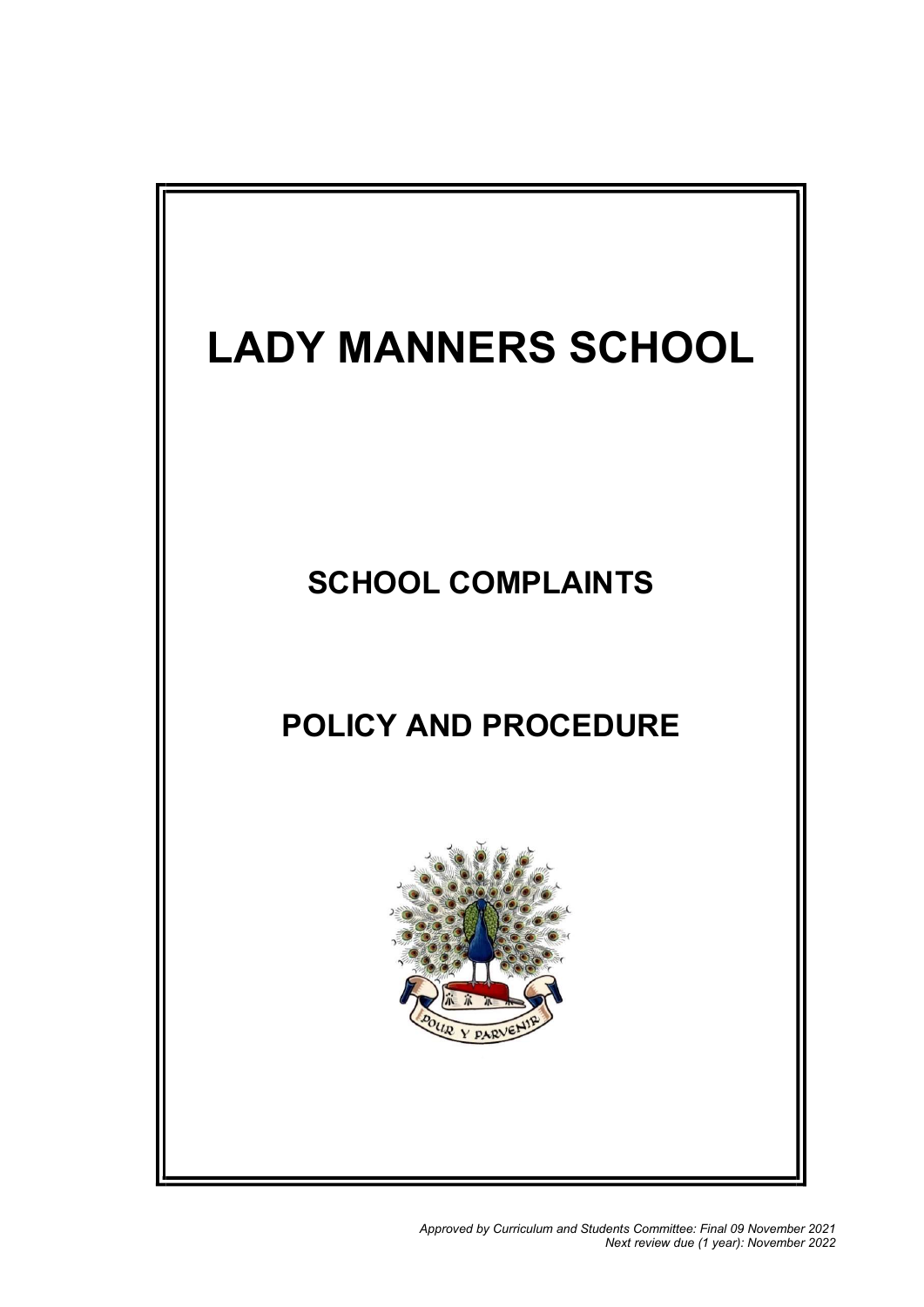# LADY MANNERS SCHOOL

## SCHOOL COMPLAINTS

## POLICY AND PROCEDURE

*Approved by Curriculum and Students Committee: Final 09 November 2021*
*Next review due (1 year): November 2022*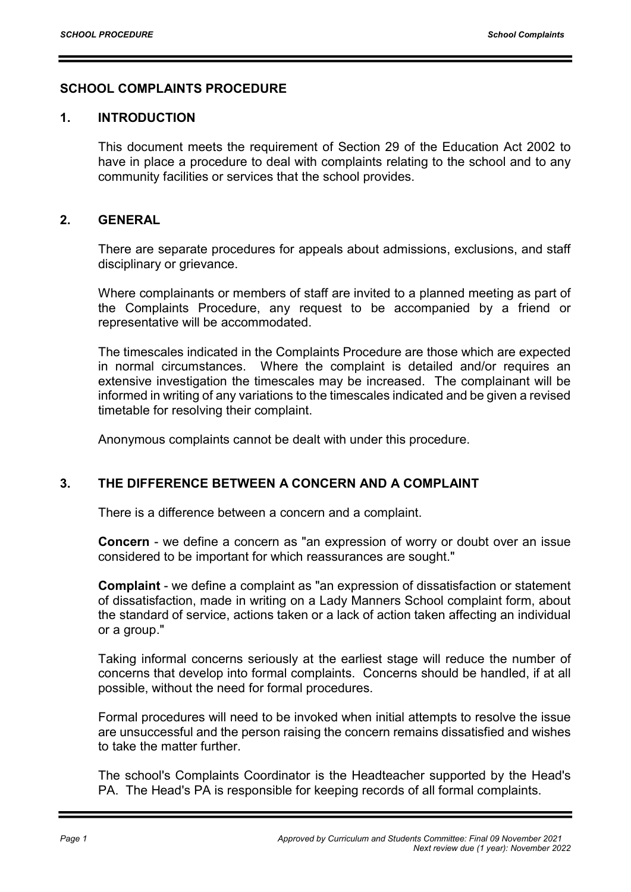## SCHOOL COMPLAINTS PROCEDURE

### 1. INTRODUCTION

This document meets the requirement of Section 29 of the Education Act 2002 to have in place a procedure to deal with complaints relating to the school and to any community facilities or services that the school provides.

### 2. GENERAL

There are separate procedures for appeals about admissions, exclusions, and staff disciplinary or grievance.

Where complainants or members of staff are invited to a planned meeting as part of the Complaints Procedure, any request to be accompanied by a friend or representative will be accommodated.

The timescales indicated in the Complaints Procedure are those which are expected in normal circumstances. Where the complaint is detailed and/or requires an extensive investigation the timescales may be increased. The complainant will be informed in writing of any variations to the timescales indicated and be given a revised timetable for resolving their complaint.

Anonymous complaints cannot be dealt with under this procedure.

### 3. THE DIFFERENCE BETWEEN A CONCERN AND A COMPLAINT

There is a difference between a concern and a complaint.

**Concern** - we define a concern as "an expression of worry or doubt over an issue considered to be important for which reassurances are sought."

**Complaint** - we define a complaint as "an expression of dissatisfaction or statement of dissatisfaction, made in writing on a Lady Manners School complaint form, about the standard of service, actions taken or a lack of action taken affecting an individual or a group."

Taking informal concerns seriously at the earliest stage will reduce the number of concerns that develop into formal complaints. Concerns should be handled, if at all possible, without the need for formal procedures.

Formal procedures will need to be invoked when initial attempts to resolve the issue are unsuccessful and the person raising the concern remains dissatisfied and wishes to take the matter further.

The school's Complaints Coordinator is the Headteacher supported by the Head's PA. The Head's PA is responsible for keeping records of all formal complaints.

*Approved by Curriculum and Students Committee: Final 09 November 2021*
*Next review due (1 year): November 2022*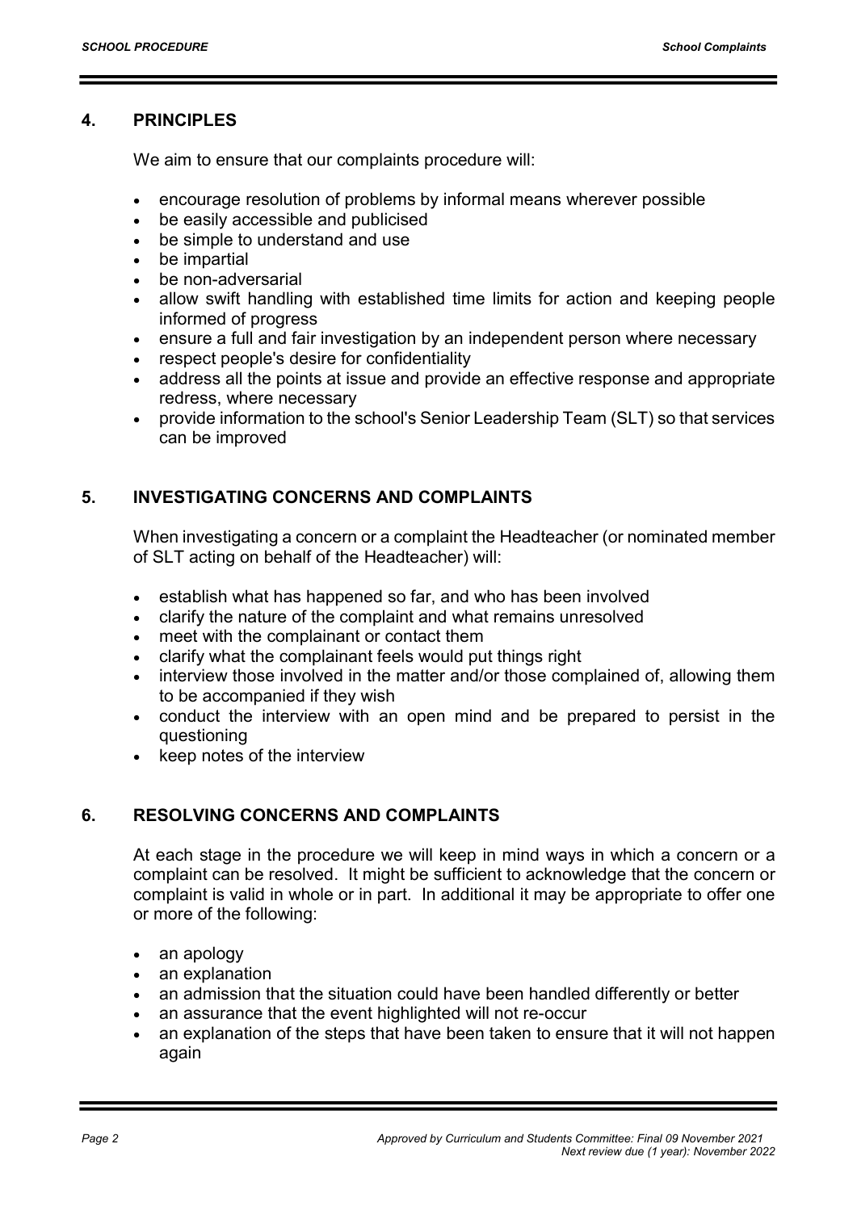## 4. PRINCIPLES

We aim to ensure that our complaints procedure will:

- encourage resolution of problems by informal means wherever possible
- be easily accessible and publicised
- be simple to understand and use
- be impartial
- be non-adversarial
- allow swift handling with established time limits for action and keeping people informed of progress
- ensure a full and fair investigation by an independent person where necessary
- respect people's desire for confidentiality
- address all the points at issue and provide an effective response and appropriate redress, where necessary
- provide information to the school's Senior Leadership Team (SLT) so that services can be improved

## 5. INVESTIGATING CONCERNS AND COMPLAINTS

When investigating a concern or a complaint the Headteacher (or nominated member of SLT acting on behalf of the Headteacher) will:

- establish what has happened so far, and who has been involved
- clarify the nature of the complaint and what remains unresolved
- meet with the complainant or contact them
- clarify what the complainant feels would put things right
- interview those involved in the matter and/or those complained of, allowing them to be accompanied if they wish
- conduct the interview with an open mind and be prepared to persist in the questioning
- keep notes of the interview

## 6. RESOLVING CONCERNS AND COMPLAINTS

At each stage in the procedure we will keep in mind ways in which a concern or a complaint can be resolved. It might be sufficient to acknowledge that the concern or complaint is valid in whole or in part. In additional it may be appropriate to offer one or more of the following:

- an apology
- an explanation
- an admission that the situation could have been handled differently or better
- an assurance that the event highlighted will not re-occur
- an explanation of the steps that have been taken to ensure that it will not happen again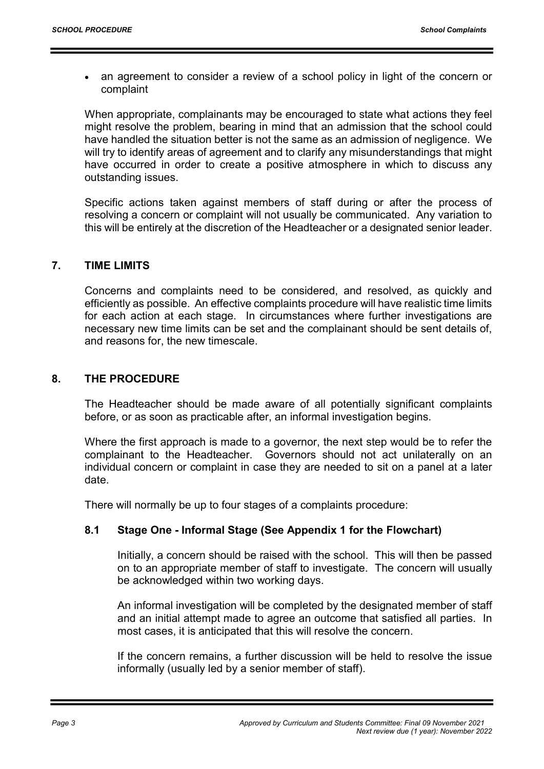- an agreement to consider a review of a school policy in light of the concern or complaint

When appropriate, complainants may be encouraged to state what actions they feel might resolve the problem, bearing in mind that an admission that the school could have handled the situation better is not the same as an admission of negligence. We will try to identify areas of agreement and to clarify any misunderstandings that might have occurred in order to create a positive atmosphere in which to discuss any outstanding issues.

Specific actions taken against members of staff during or after the process of resolving a concern or complaint will not usually be communicated. Any variation to this will be entirely at the discretion of the Headteacher or a designated senior leader.

## 7. TIME LIMITS

Concerns and complaints need to be considered, and resolved, as quickly and efficiently as possible. An effective complaints procedure will have realistic time limits for each action at each stage. In circumstances where further investigations are necessary new time limits can be set and the complainant should be sent details of, and reasons for, the new timescale.

## 8. THE PROCEDURE

The Headteacher should be made aware of all potentially significant complaints before, or as soon as practicable after, an informal investigation begins.

Where the first approach is made to a governor, the next step would be to refer the complainant to the Headteacher. Governors should not act unilaterally on an individual concern or complaint in case they are needed to sit on a panel at a later date.

There will normally be up to four stages of a complaints procedure:

### 8.1 Stage One - Informal Stage (See Appendix 1 for the Flowchart)

Initially, a concern should be raised with the school. This will then be passed on to an appropriate member of staff to investigate. The concern will usually be acknowledged within two working days.

An informal investigation will be completed by the designated member of staff and an initial attempt made to agree an outcome that satisfied all parties. In most cases, it is anticipated that this will resolve the concern.

If the concern remains, a further discussion will be held to resolve the issue informally (usually led by a senior member of staff).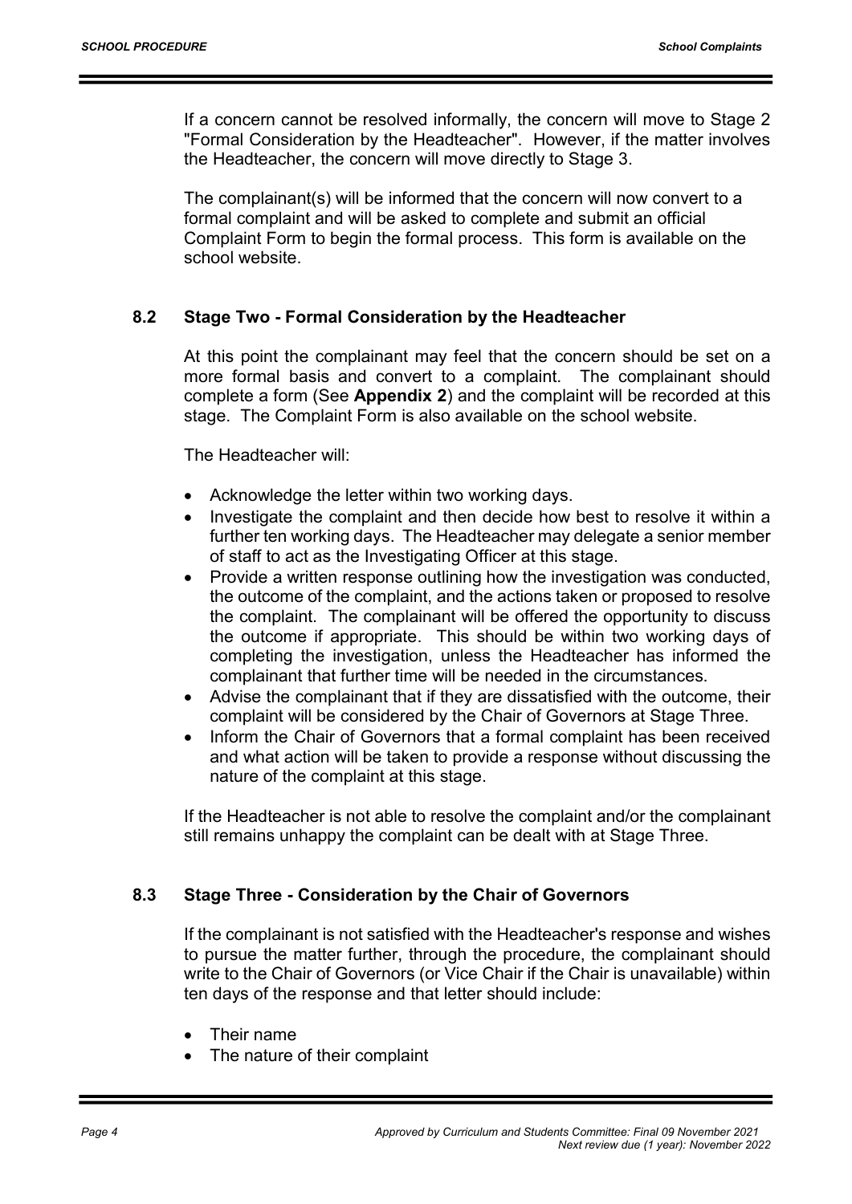If a concern cannot be resolved informally, the concern will move to Stage 2 "Formal Consideration by the Headteacher". However, if the matter involves the Headteacher, the concern will move directly to Stage 3.

The complainant(s) will be informed that the concern will now convert to a formal complaint and will be asked to complete and submit an official Complaint Form to begin the formal process. This form is available on the school website.

### 8.2 Stage Two - Formal Consideration by the Headteacher

At this point the complainant may feel that the concern should be set on a more formal basis and convert to a complaint. The complainant should complete a form (See **Appendix 2**) and the complaint will be recorded at this stage. The Complaint Form is also available on the school website.

The Headteacher will:

- Acknowledge the letter within two working days.
- Investigate the complaint and then decide how best to resolve it within a further ten working days. The Headteacher may delegate a senior member of staff to act as the Investigating Officer at this stage.
- Provide a written response outlining how the investigation was conducted, the outcome of the complaint, and the actions taken or proposed to resolve the complaint. The complainant will be offered the opportunity to discuss the outcome if appropriate. This should be within two working days of completing the investigation, unless the Headteacher has informed the complainant that further time will be needed in the circumstances.
- Advise the complainant that if they are dissatisfied with the outcome, their complaint will be considered by the Chair of Governors at Stage Three.
- Inform the Chair of Governors that a formal complaint has been received and what action will be taken to provide a response without discussing the nature of the complaint at this stage.

If the Headteacher is not able to resolve the complaint and/or the complainant still remains unhappy the complaint can be dealt with at Stage Three.

### 8.3 Stage Three - Consideration by the Chair of Governors

If the complainant is not satisfied with the Headteacher's response and wishes to pursue the matter further, through the procedure, the complainant should write to the Chair of Governors (or Vice Chair if the Chair is unavailable) within ten days of the response and that letter should include:

- Their name
- The nature of their complaint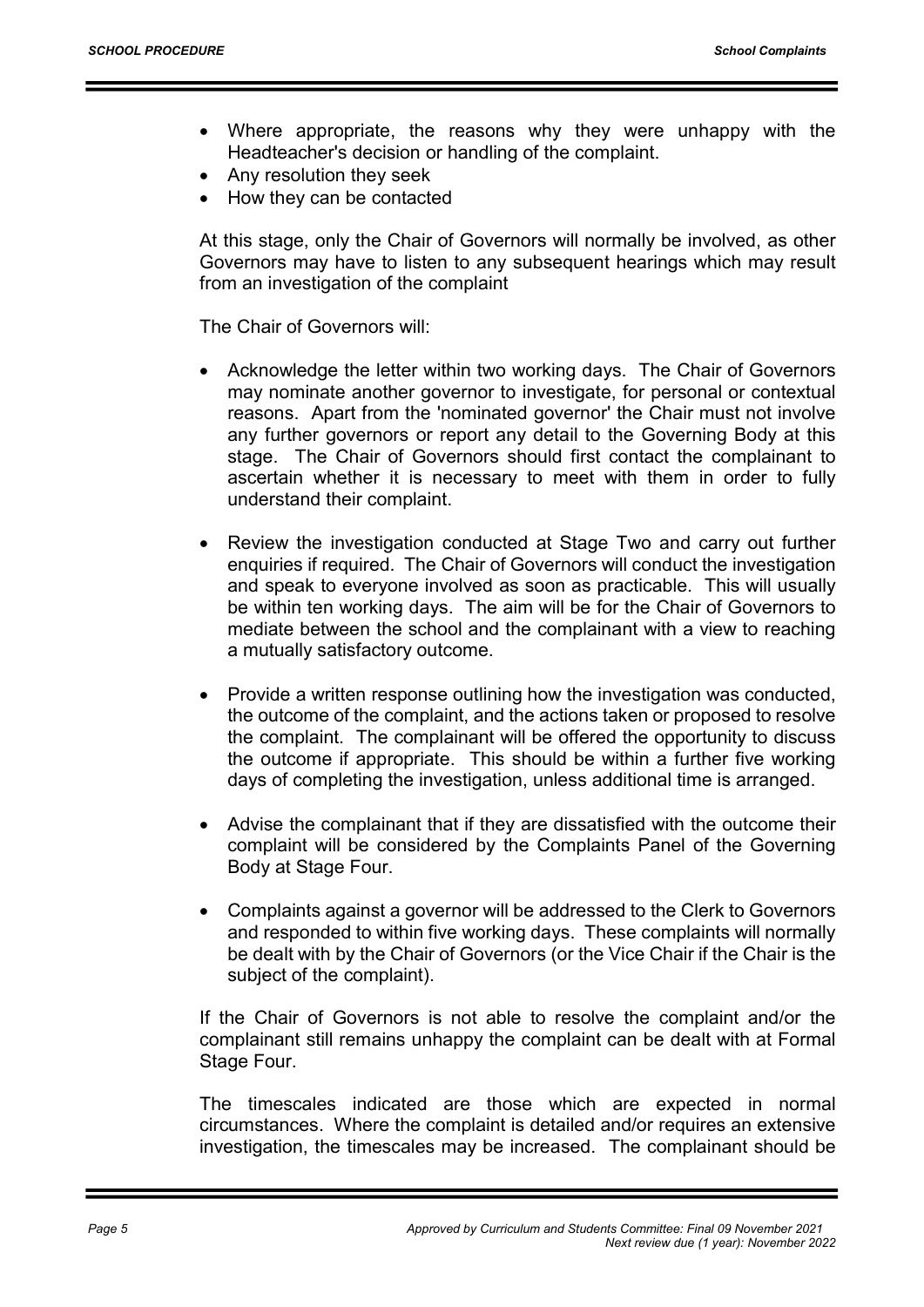- Where appropriate, the reasons why they were unhappy with the Headteacher's decision or handling of the complaint.
- Any resolution they seek
- How they can be contacted

At this stage, only the Chair of Governors will normally be involved, as other Governors may have to listen to any subsequent hearings which may result from an investigation of the complaint

The Chair of Governors will:

- Acknowledge the letter within two working days. The Chair of Governors may nominate another governor to investigate, for personal or contextual reasons. Apart from the 'nominated governor' the Chair must not involve any further governors or report any detail to the Governing Body at this stage. The Chair of Governors should first contact the complainant to ascertain whether it is necessary to meet with them in order to fully understand their complaint.

- Review the investigation conducted at Stage Two and carry out further enquiries if required. The Chair of Governors will conduct the investigation and speak to everyone involved as soon as practicable. This will usually be within ten working days. The aim will be for the Chair of Governors to mediate between the school and the complainant with a view to reaching a mutually satisfactory outcome.

- Provide a written response outlining how the investigation was conducted, the outcome of the complaint, and the actions taken or proposed to resolve the complaint. The complainant will be offered the opportunity to discuss the outcome if appropriate. This should be within a further five working days of completing the investigation, unless additional time is arranged.

- Advise the complainant that if they are dissatisfied with the outcome their complaint will be considered by the Complaints Panel of the Governing Body at Stage Four.

- Complaints against a governor will be addressed to the Clerk to Governors and responded to within five working days. These complaints will normally be dealt with by the Chair of Governors (or the Vice Chair if the Chair is the subject of the complaint).

If the Chair of Governors is not able to resolve the complaint and/or the complainant still remains unhappy the complaint can be dealt with at Formal Stage Four.

The timescales indicated are those which are expected in normal circumstances. Where the complaint is detailed and/or requires an extensive investigation, the timescales may be increased. The complainant should be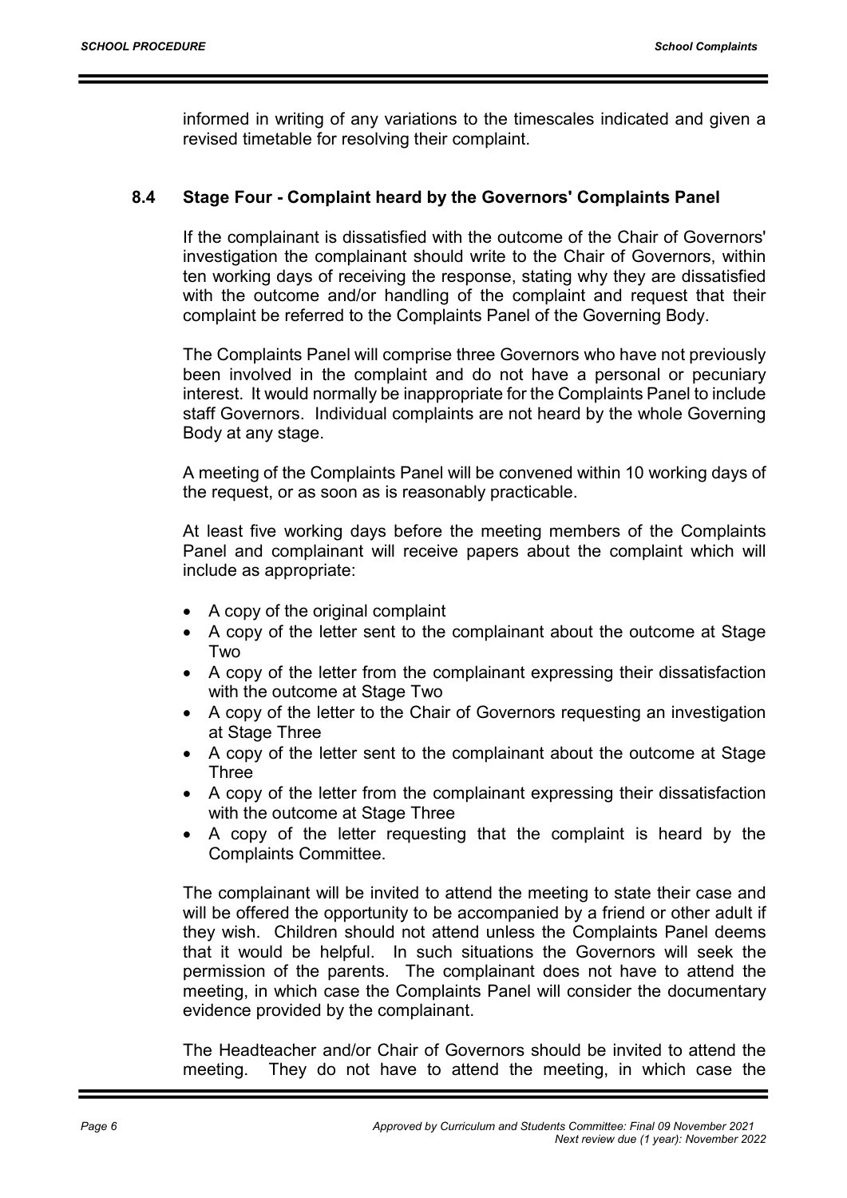informed in writing of any variations to the timescales indicated and given a revised timetable for resolving their complaint.

### 8.4 Stage Four - Complaint heard by the Governors' Complaints Panel

If the complainant is dissatisfied with the outcome of the Chair of Governors' investigation the complainant should write to the Chair of Governors, within ten working days of receiving the response, stating why they are dissatisfied with the outcome and/or handling of the complaint and request that their complaint be referred to the Complaints Panel of the Governing Body.

The Complaints Panel will comprise three Governors who have not previously been involved in the complaint and do not have a personal or pecuniary interest. It would normally be inappropriate for the Complaints Panel to include staff Governors. Individual complaints are not heard by the whole Governing Body at any stage.

A meeting of the Complaints Panel will be convened within 10 working days of the request, or as soon as is reasonably practicable.

At least five working days before the meeting members of the Complaints Panel and complainant will receive papers about the complaint which will include as appropriate:

- A copy of the original complaint
- A copy of the letter sent to the complainant about the outcome at Stage Two
- A copy of the letter from the complainant expressing their dissatisfaction with the outcome at Stage Two
- A copy of the letter to the Chair of Governors requesting an investigation at Stage Three
- A copy of the letter sent to the complainant about the outcome at Stage Three
- A copy of the letter from the complainant expressing their dissatisfaction with the outcome at Stage Three
- A copy of the letter requesting that the complaint is heard by the Complaints Committee.

The complainant will be invited to attend the meeting to state their case and will be offered the opportunity to be accompanied by a friend or other adult if they wish. Children should not attend unless the Complaints Panel deems that it would be helpful. In such situations the Governors will seek the permission of the parents. The complainant does not have to attend the meeting, in which case the Complaints Panel will consider the documentary evidence provided by the complainant.

The Headteacher and/or Chair of Governors should be invited to attend the meeting. They do not have to attend the meeting, in which case the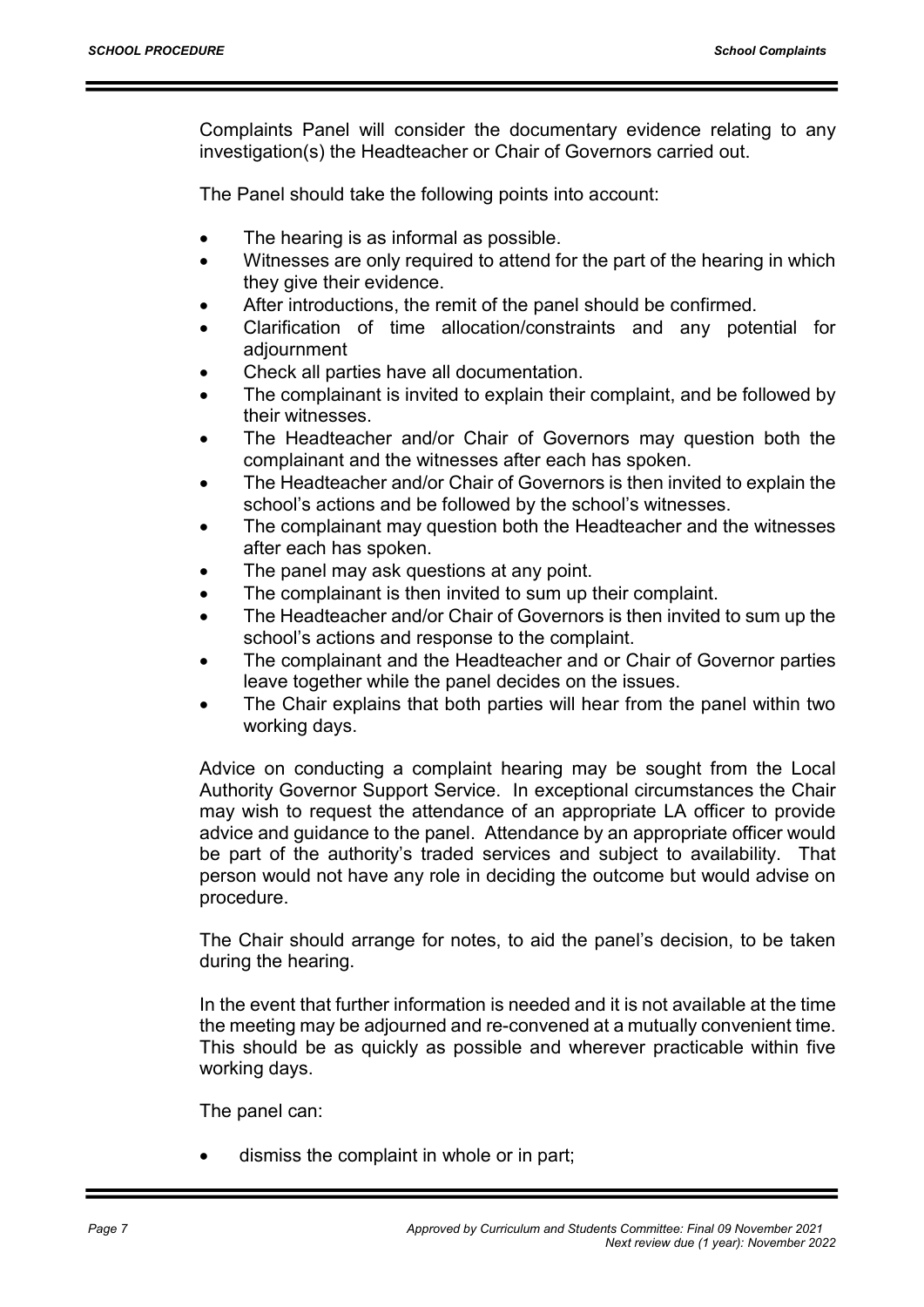Complaints Panel will consider the documentary evidence relating to any investigation(s) the Headteacher or Chair of Governors carried out.

The Panel should take the following points into account:

- The hearing is as informal as possible.
- Witnesses are only required to attend for the part of the hearing in which they give their evidence.
- After introductions, the remit of the panel should be confirmed.
- Clarification of time allocation/constraints and any potential for adjournment
- Check all parties have all documentation.
- The complainant is invited to explain their complaint, and be followed by their witnesses.
- The Headteacher and/or Chair of Governors may question both the complainant and the witnesses after each has spoken.
- The Headteacher and/or Chair of Governors is then invited to explain the school's actions and be followed by the school's witnesses.
- The complainant may question both the Headteacher and the witnesses after each has spoken.
- The panel may ask questions at any point.
- The complainant is then invited to sum up their complaint.
- The Headteacher and/or Chair of Governors is then invited to sum up the school's actions and response to the complaint.
- The complainant and the Headteacher and or Chair of Governor parties leave together while the panel decides on the issues.
- The Chair explains that both parties will hear from the panel within two working days.

Advice on conducting a complaint hearing may be sought from the Local Authority Governor Support Service. In exceptional circumstances the Chair may wish to request the attendance of an appropriate LA officer to provide advice and guidance to the panel. Attendance by an appropriate officer would be part of the authority's traded services and subject to availability. That person would not have any role in deciding the outcome but would advise on procedure.

The Chair should arrange for notes, to aid the panel's decision, to be taken during the hearing.

In the event that further information is needed and it is not available at the time the meeting may be adjourned and re-convened at a mutually convenient time. This should be as quickly as possible and wherever practicable within five working days.

The panel can:

- dismiss the complaint in whole or in part;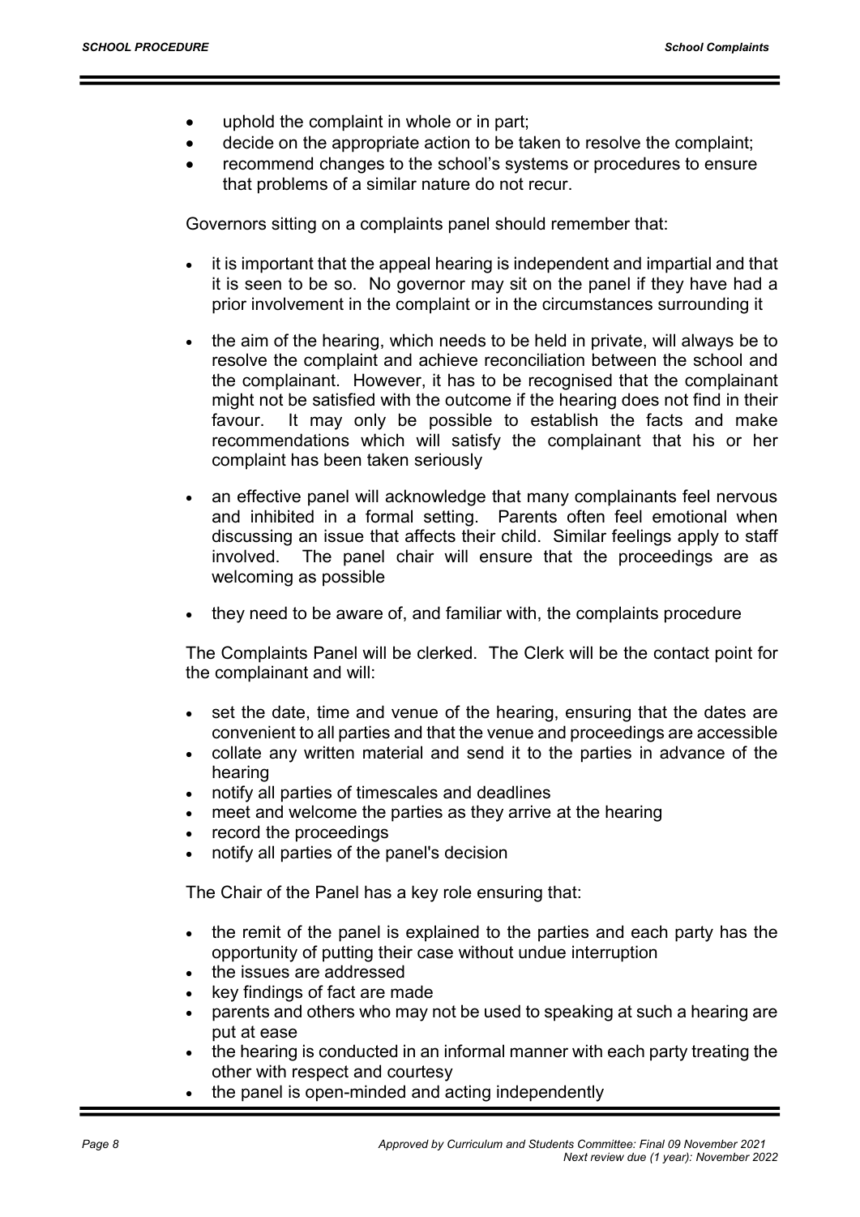- uphold the complaint in whole or in part;
- decide on the appropriate action to be taken to resolve the complaint;
- recommend changes to the school's systems or procedures to ensure that problems of a similar nature do not recur.

Governors sitting on a complaints panel should remember that:

- it is important that the appeal hearing is independent and impartial and that it is seen to be so. No governor may sit on the panel if they have had a prior involvement in the complaint or in the circumstances surrounding it
- the aim of the hearing, which needs to be held in private, will always be to resolve the complaint and achieve reconciliation between the school and the complainant. However, it has to be recognised that the complainant might not be satisfied with the outcome if the hearing does not find in their favour. It may only be possible to establish the facts and make recommendations which will satisfy the complainant that his or her complaint has been taken seriously
- an effective panel will acknowledge that many complainants feel nervous and inhibited in a formal setting. Parents often feel emotional when discussing an issue that affects their child. Similar feelings apply to staff involved. The panel chair will ensure that the proceedings are as welcoming as possible
- they need to be aware of, and familiar with, the complaints procedure

The Complaints Panel will be clerked. The Clerk will be the contact point for the complainant and will:

- set the date, time and venue of the hearing, ensuring that the dates are convenient to all parties and that the venue and proceedings are accessible
- collate any written material and send it to the parties in advance of the hearing
- notify all parties of timescales and deadlines
- meet and welcome the parties as they arrive at the hearing
- record the proceedings
- notify all parties of the panel's decision

The Chair of the Panel has a key role ensuring that:

- the remit of the panel is explained to the parties and each party has the opportunity of putting their case without undue interruption
- the issues are addressed
- key findings of fact are made
- parents and others who may not be used to speaking at such a hearing are put at ease
- the hearing is conducted in an informal manner with each party treating the other with respect and courtesy
- the panel is open-minded and acting independently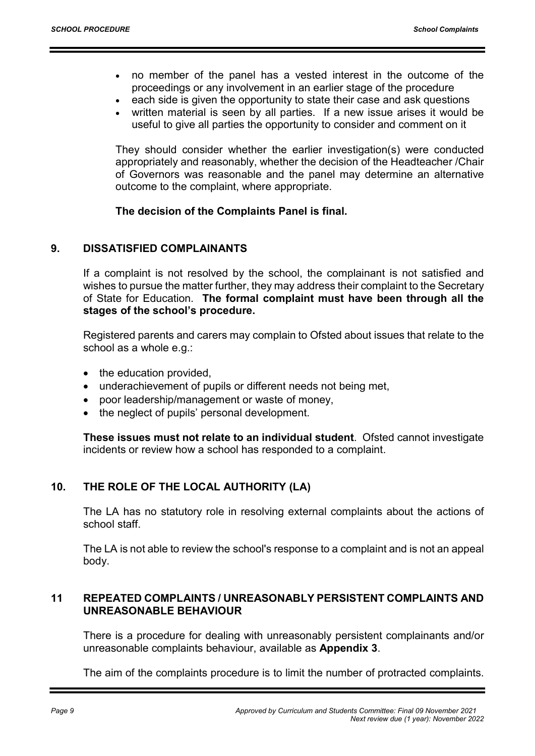- no member of the panel has a vested interest in the outcome of the proceedings or any involvement in an earlier stage of the procedure
- each side is given the opportunity to state their case and ask questions
- written material is seen by all parties. If a new issue arises it would be useful to give all parties the opportunity to consider and comment on it

They should consider whether the earlier investigation(s) were conducted appropriately and reasonably, whether the decision of the Headteacher /Chair of Governors was reasonable and the panel may determine an alternative outcome to the complaint, where appropriate.

**The decision of the Complaints Panel is final.**

## 9. DISSATISFIED COMPLAINANTS

If a complaint is not resolved by the school, the complainant is not satisfied and wishes to pursue the matter further, they may address their complaint to the Secretary of State for Education. **The formal complaint must have been through all the stages of the school's procedure.**

Registered parents and carers may complain to Ofsted about issues that relate to the school as a whole e.g.:

- the education provided,
- underachievement of pupils or different needs not being met,
- poor leadership/management or waste of money,
- the neglect of pupils' personal development.

**These issues must not relate to an individual student**. Ofsted cannot investigate incidents or review how a school has responded to a complaint.

## 10. THE ROLE OF THE LOCAL AUTHORITY (LA)

The LA has no statutory role in resolving external complaints about the actions of school staff.

The LA is not able to review the school's response to a complaint and is not an appeal body.

## 11 REPEATED COMPLAINTS / UNREASONABLY PERSISTENT COMPLAINTS AND UNREASONABLE BEHAVIOUR

There is a procedure for dealing with unreasonably persistent complainants and/or unreasonable complaints behaviour, available as **Appendix 3**.

The aim of the complaints procedure is to limit the number of protracted complaints.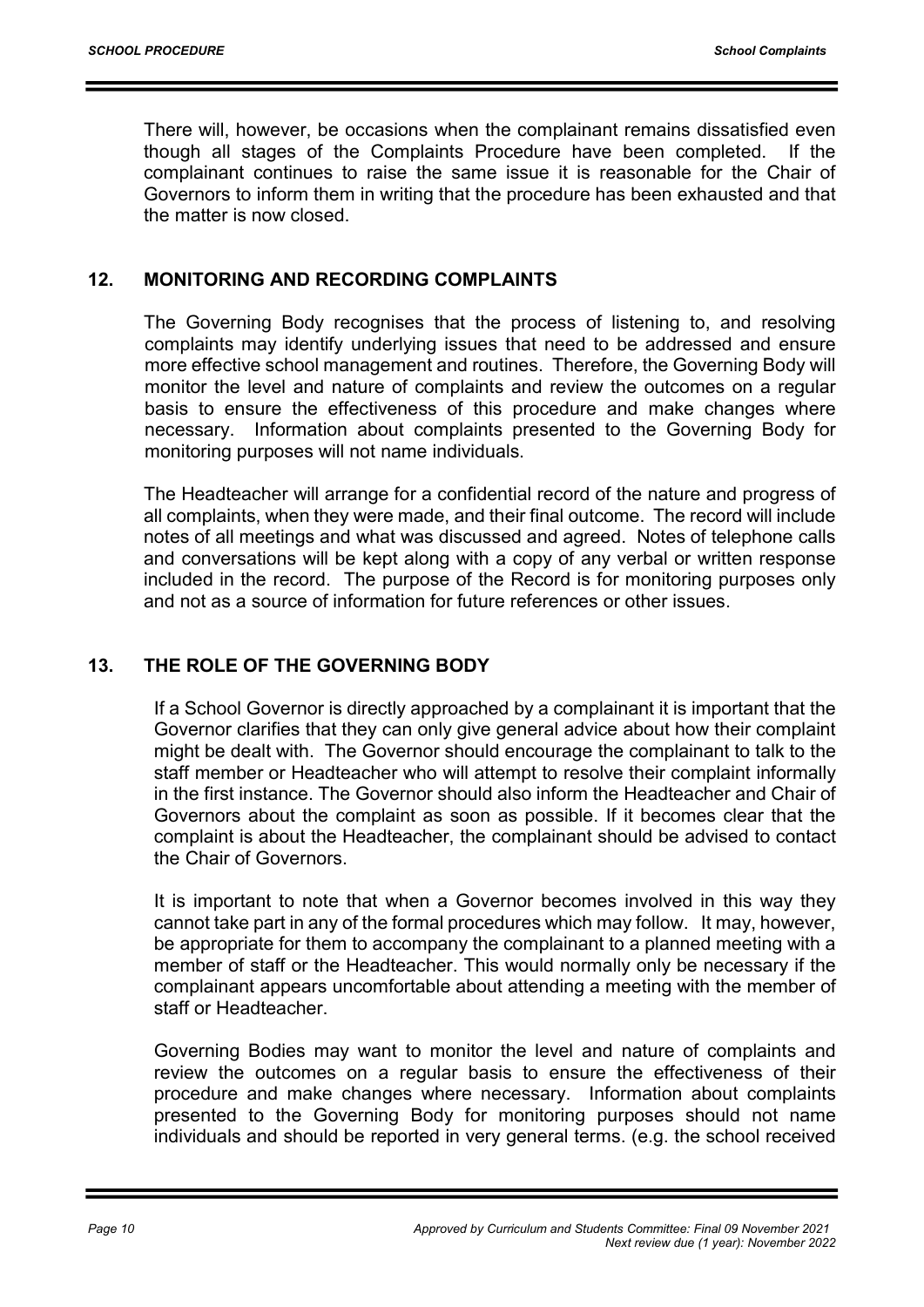There will, however, be occasions when the complainant remains dissatisfied even though all stages of the Complaints Procedure have been completed. If the complainant continues to raise the same issue it is reasonable for the Chair of Governors to inform them in writing that the procedure has been exhausted and that the matter is now closed.

## 12. MONITORING AND RECORDING COMPLAINTS

The Governing Body recognises that the process of listening to, and resolving complaints may identify underlying issues that need to be addressed and ensure more effective school management and routines. Therefore, the Governing Body will monitor the level and nature of complaints and review the outcomes on a regular basis to ensure the effectiveness of this procedure and make changes where necessary. Information about complaints presented to the Governing Body for monitoring purposes will not name individuals.

The Headteacher will arrange for a confidential record of the nature and progress of all complaints, when they were made, and their final outcome. The record will include notes of all meetings and what was discussed and agreed. Notes of telephone calls and conversations will be kept along with a copy of any verbal or written response included in the record. The purpose of the Record is for monitoring purposes only and not as a source of information for future references or other issues.

## 13. THE ROLE OF THE GOVERNING BODY

If a School Governor is directly approached by a complainant it is important that the Governor clarifies that they can only give general advice about how their complaint might be dealt with. The Governor should encourage the complainant to talk to the staff member or Headteacher who will attempt to resolve their complaint informally in the first instance. The Governor should also inform the Headteacher and Chair of Governors about the complaint as soon as possible. If it becomes clear that the complaint is about the Headteacher, the complainant should be advised to contact the Chair of Governors.

It is important to note that when a Governor becomes involved in this way they cannot take part in any of the formal procedures which may follow. It may, however, be appropriate for them to accompany the complainant to a planned meeting with a member of staff or the Headteacher. This would normally only be necessary if the complainant appears uncomfortable about attending a meeting with the member of staff or Headteacher.

Governing Bodies may want to monitor the level and nature of complaints and review the outcomes on a regular basis to ensure the effectiveness of their procedure and make changes where necessary. Information about complaints presented to the Governing Body for monitoring purposes should not name individuals and should be reported in very general terms. (e.g. the school received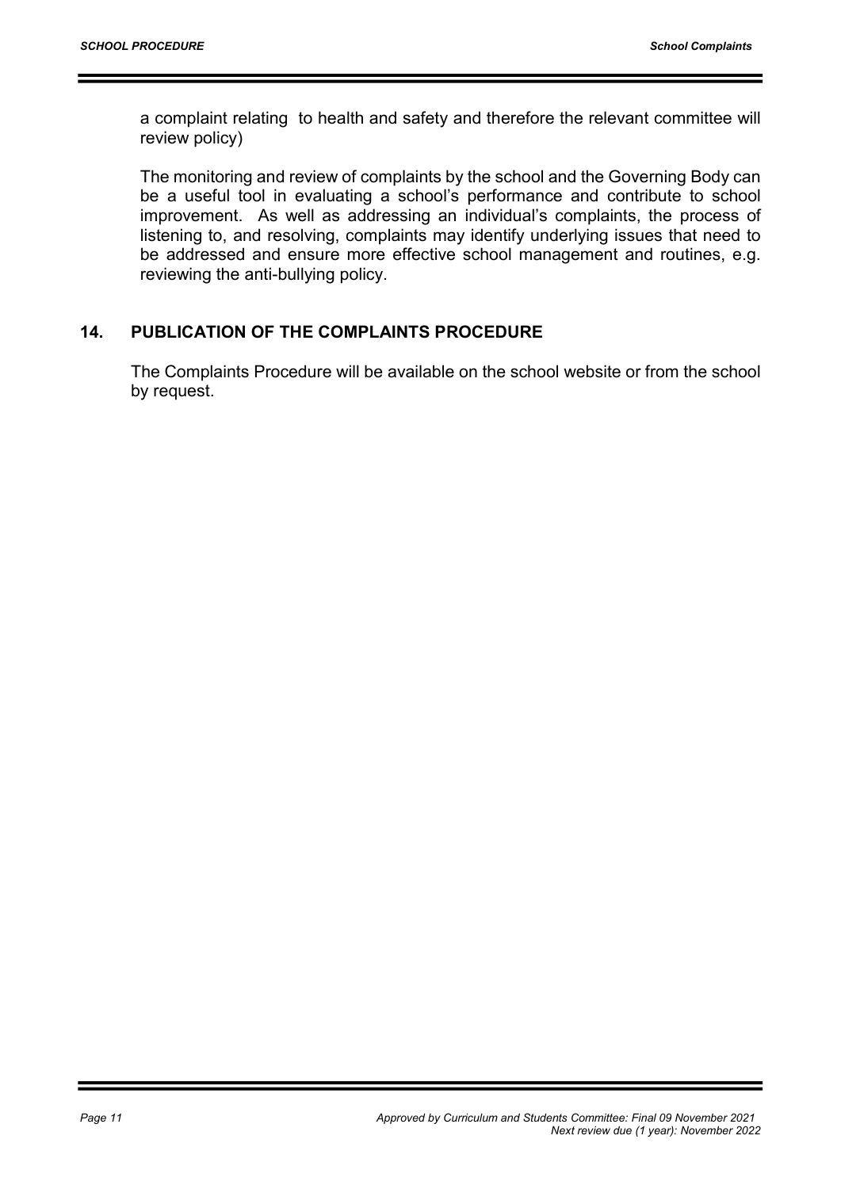a complaint relating to health and safety and therefore the relevant committee will review policy)

The monitoring and review of complaints by the school and the Governing Body can be a useful tool in evaluating a school's performance and contribute to school improvement. As well as addressing an individual's complaints, the process of listening to, and resolving, complaints may identify underlying issues that need to be addressed and ensure more effective school management and routines, e.g. reviewing the anti-bullying policy.

## 14. PUBLICATION OF THE COMPLAINTS PROCEDURE

The Complaints Procedure will be available on the school website or from the school by request.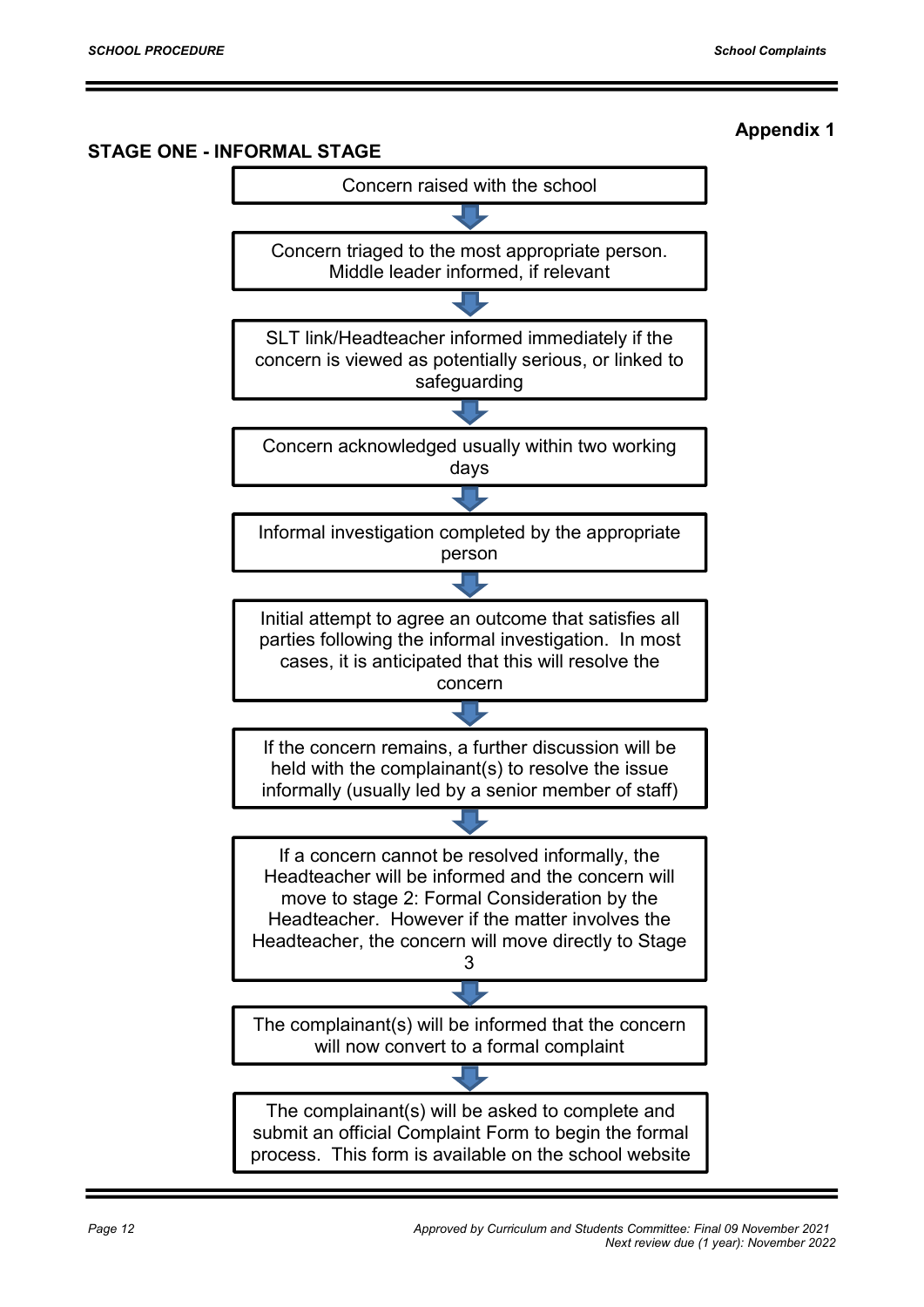**Appendix 1**

## STAGE ONE - INFORMAL STAGE

1. Concern raised with the school
2. Concern triaged to the most appropriate person. Middle leader informed, if relevant
3. SLT link/Headteacher informed immediately if the concern is viewed as potentially serious, or linked to safeguarding
4. Concern acknowledged usually within two working days
5. Informal investigation completed by the appropriate person
6. Initial attempt to agree an outcome that satisfies all parties following the informal investigation. In most cases, it is anticipated that this will resolve the concern
7. If the concern remains, a further discussion will be held with the complainant(s) to resolve the issue informally (usually led by a senior member of staff)
8. If a concern cannot be resolved informally, the Headteacher will be informed and the concern will move to stage 2: Formal Consideration by the Headteacher. However if the matter involves the Headteacher, the concern will move directly to Stage 3
9. The complainant(s) will be informed that the concern will now convert to a formal complaint
10. The complainant(s) will be asked to complete and submit an official Complaint Form to begin the formal process. This form is available on the school website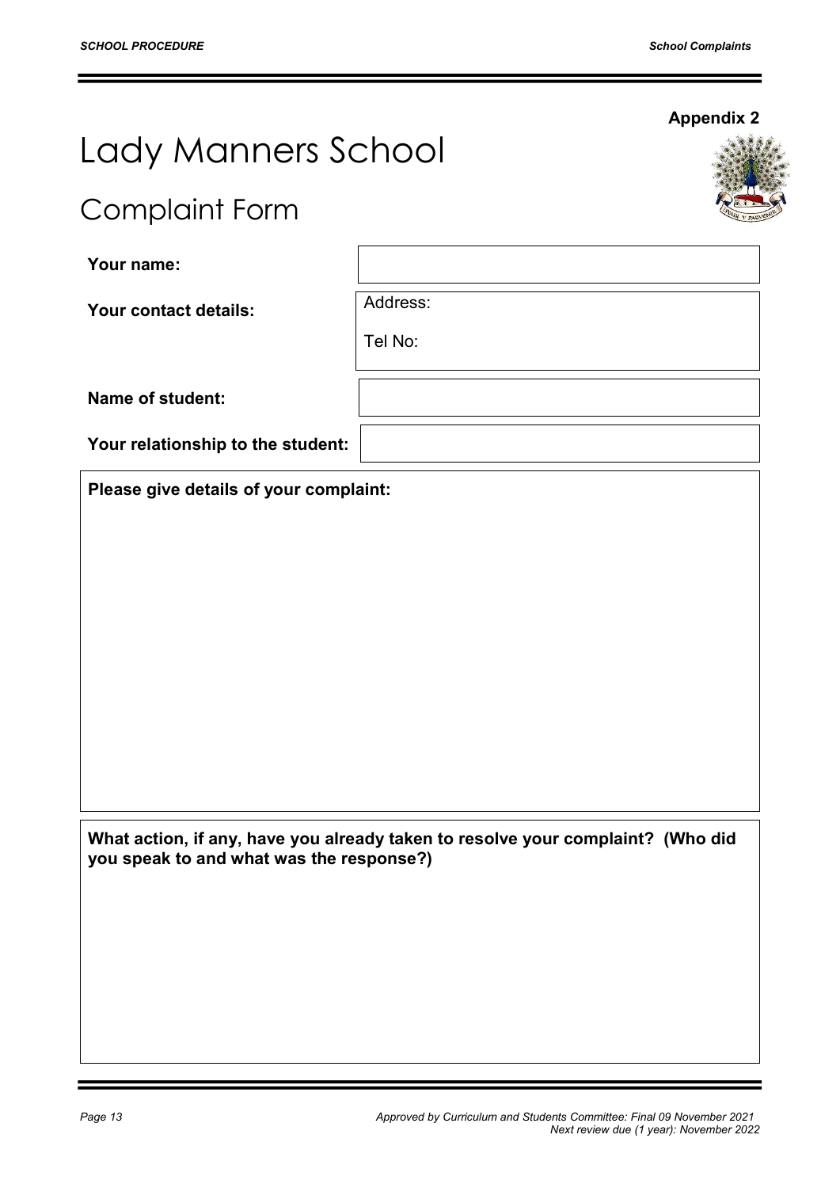**Appendix 2**

# Lady Manners School

## Complaint Form

| | |
|---|---|
| **Your name:** | |
| **Your contact details:** | Address:<br><br>Tel No: |
| **Name of student:** | |
| **Your relationship to the student:** | |

**Please give details of your complaint:**

**What action, if any, have you already taken to resolve your complaint? (Who did you speak to and what was the response?)**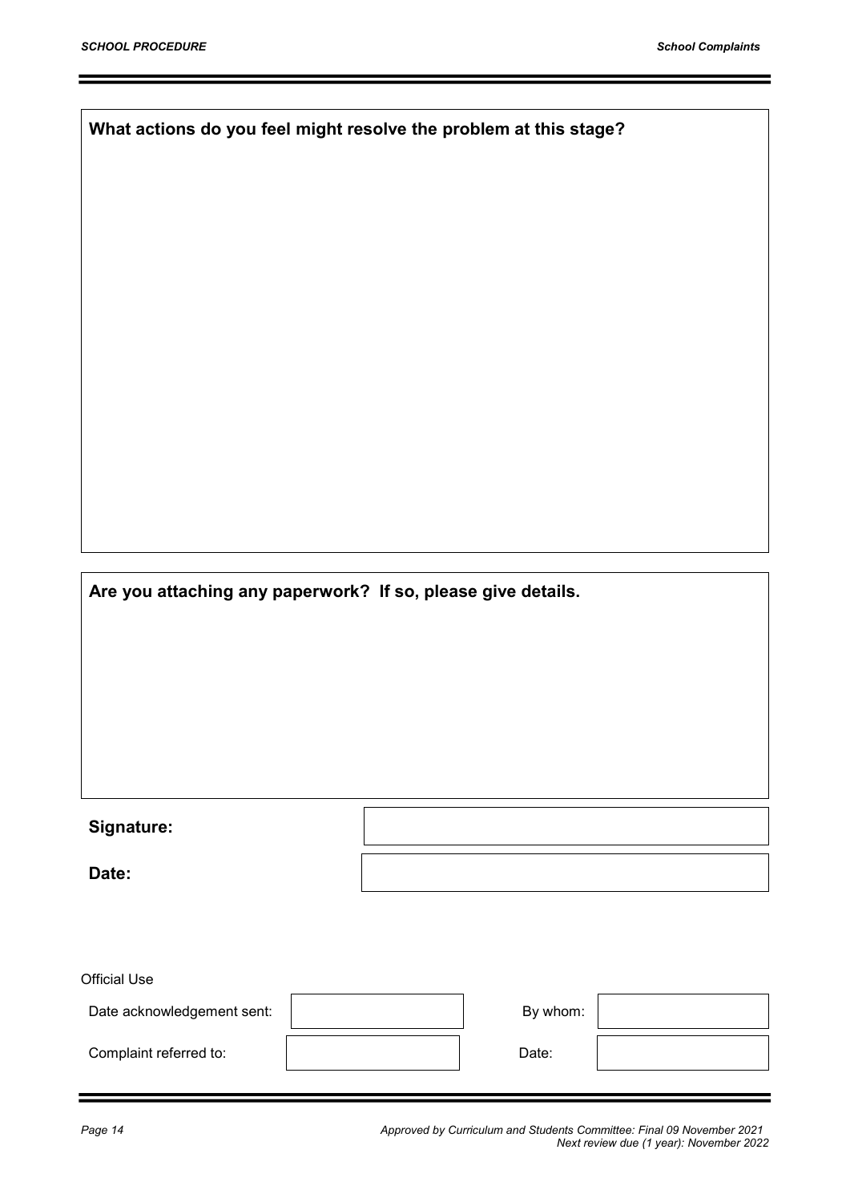**What actions do you feel might resolve the problem at this stage?**

**Are you attaching any paperwork? If so, please give details.**

| | |
|---|---|
| **Signature:** | |
| **Date:** | |

Official Use

| | | | |
|---|---|---|---|
| Date acknowledgement sent: | | By whom: | |
| Complaint referred to: | | Date: | |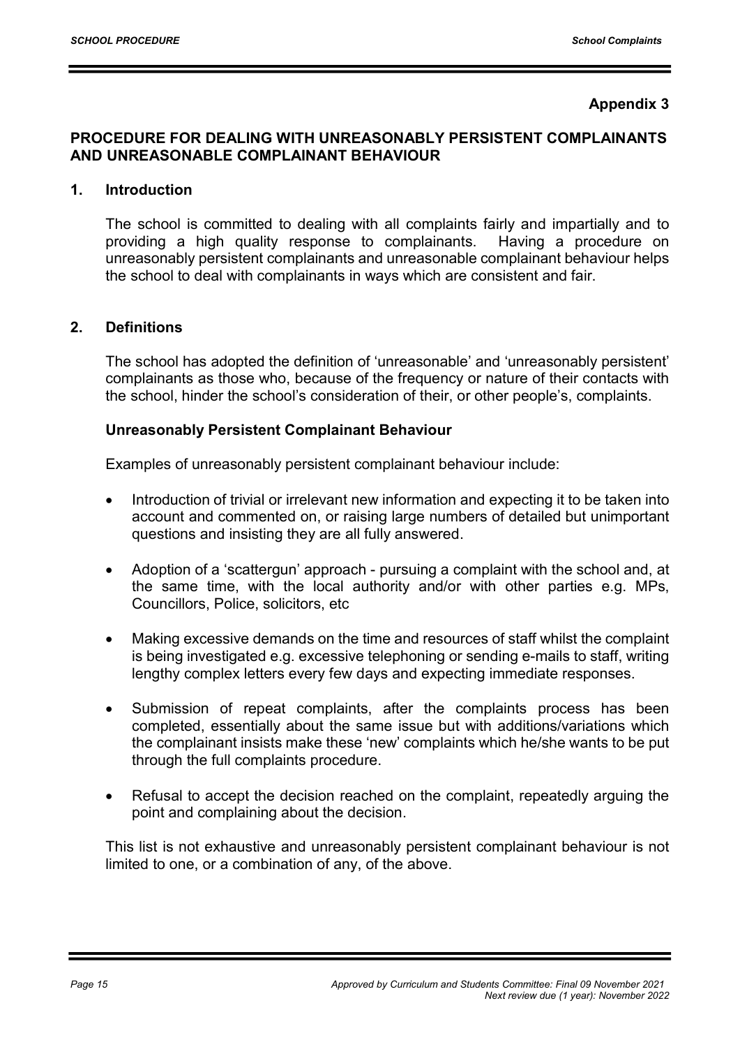**Appendix 3**

## PROCEDURE FOR DEALING WITH UNREASONABLY PERSISTENT COMPLAINANTS AND UNREASONABLE COMPLAINANT BEHAVIOUR

### 1. Introduction

The school is committed to dealing with all complaints fairly and impartially and to providing a high quality response to complainants. Having a procedure on unreasonably persistent complainants and unreasonable complainant behaviour helps the school to deal with complainants in ways which are consistent and fair.

### 2. Definitions

The school has adopted the definition of 'unreasonable' and 'unreasonably persistent' complainants as those who, because of the frequency or nature of their contacts with the school, hinder the school's consideration of their, or other people's, complaints.

**Unreasonably Persistent Complainant Behaviour**

Examples of unreasonably persistent complainant behaviour include:

- Introduction of trivial or irrelevant new information and expecting it to be taken into account and commented on, or raising large numbers of detailed but unimportant questions and insisting they are all fully answered.
- Adoption of a 'scattergun' approach - pursuing a complaint with the school and, at the same time, with the local authority and/or with other parties e.g. MPs, Councillors, Police, solicitors, etc
- Making excessive demands on the time and resources of staff whilst the complaint is being investigated e.g. excessive telephoning or sending e-mails to staff, writing lengthy complex letters every few days and expecting immediate responses.
- Submission of repeat complaints, after the complaints process has been completed, essentially about the same issue but with additions/variations which the complainant insists make these 'new' complaints which he/she wants to be put through the full complaints procedure.
- Refusal to accept the decision reached on the complaint, repeatedly arguing the point and complaining about the decision.

This list is not exhaustive and unreasonably persistent complainant behaviour is not limited to one, or a combination of any, of the above.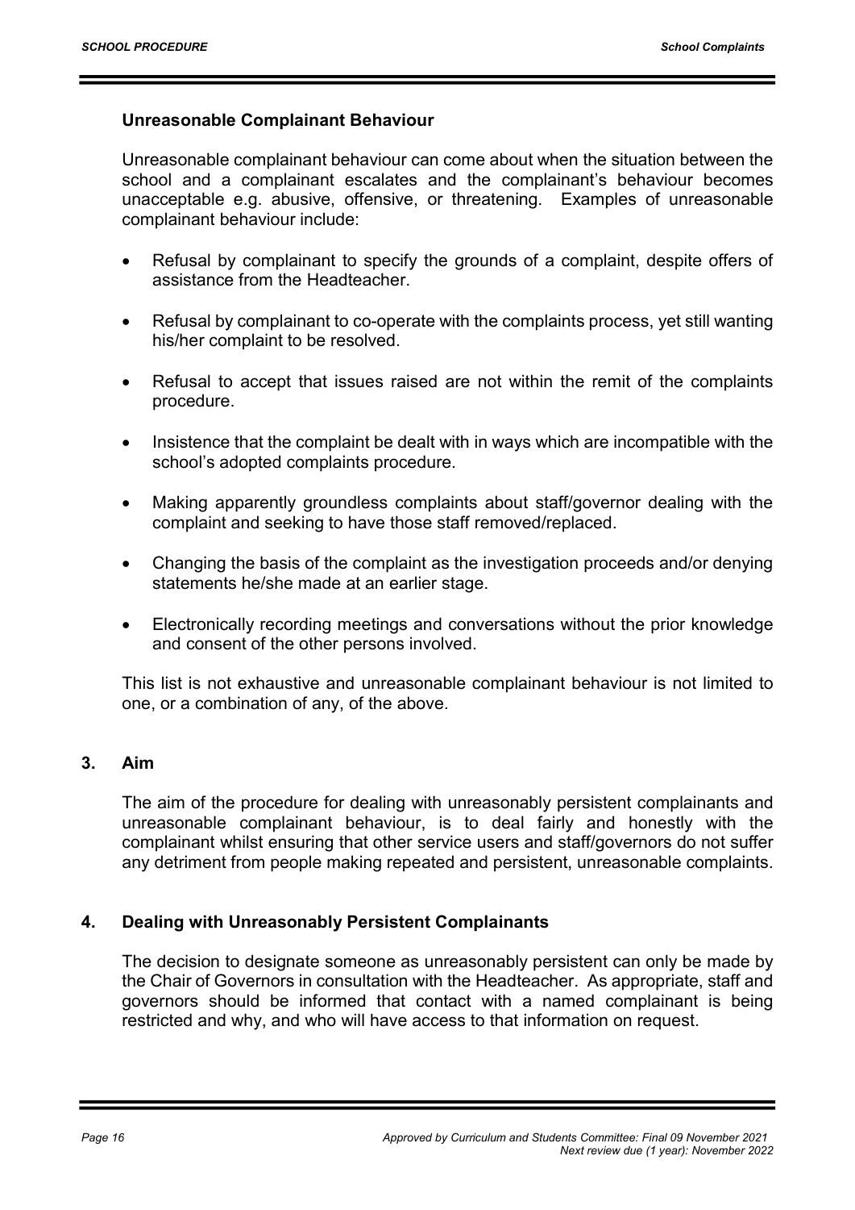### Unreasonable Complainant Behaviour

Unreasonable complainant behaviour can come about when the situation between the school and a complainant escalates and the complainant's behaviour becomes unacceptable e.g. abusive, offensive, or threatening. Examples of unreasonable complainant behaviour include:

- Refusal by complainant to specify the grounds of a complaint, despite offers of assistance from the Headteacher.
- Refusal by complainant to co-operate with the complaints process, yet still wanting his/her complaint to be resolved.
- Refusal to accept that issues raised are not within the remit of the complaints procedure.
- Insistence that the complaint be dealt with in ways which are incompatible with the school's adopted complaints procedure.
- Making apparently groundless complaints about staff/governor dealing with the complaint and seeking to have those staff removed/replaced.
- Changing the basis of the complaint as the investigation proceeds and/or denying statements he/she made at an earlier stage.
- Electronically recording meetings and conversations without the prior knowledge and consent of the other persons involved.

This list is not exhaustive and unreasonable complainant behaviour is not limited to one, or a combination of any, of the above.

## 3. Aim

The aim of the procedure for dealing with unreasonably persistent complainants and unreasonable complainant behaviour, is to deal fairly and honestly with the complainant whilst ensuring that other service users and staff/governors do not suffer any detriment from people making repeated and persistent, unreasonable complaints.

## 4. Dealing with Unreasonably Persistent Complainants

The decision to designate someone as unreasonably persistent can only be made by the Chair of Governors in consultation with the Headteacher. As appropriate, staff and governors should be informed that contact with a named complainant is being restricted and why, and who will have access to that information on request.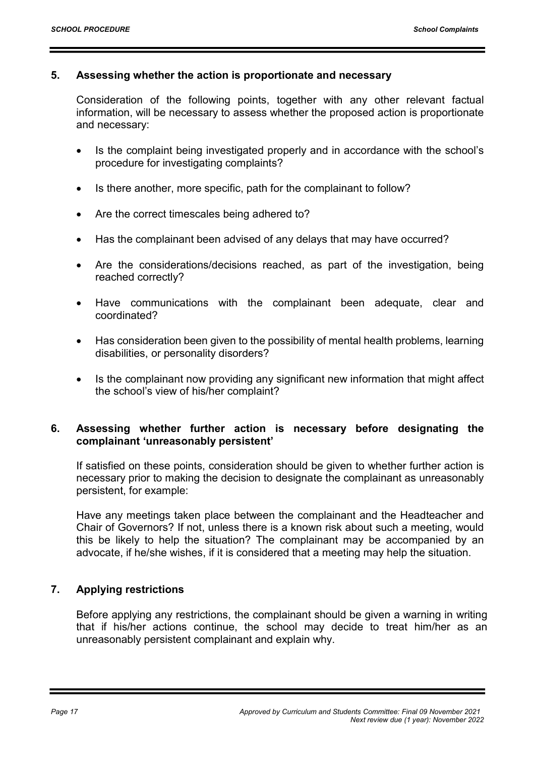## 5. Assessing whether the action is proportionate and necessary

Consideration of the following points, together with any other relevant factual information, will be necessary to assess whether the proposed action is proportionate and necessary:

- Is the complaint being investigated properly and in accordance with the school's procedure for investigating complaints?
- Is there another, more specific, path for the complainant to follow?
- Are the correct timescales being adhered to?
- Has the complainant been advised of any delays that may have occurred?
- Are the considerations/decisions reached, as part of the investigation, being reached correctly?
- Have communications with the complainant been adequate, clear and coordinated?
- Has consideration been given to the possibility of mental health problems, learning disabilities, or personality disorders?
- Is the complainant now providing any significant new information that might affect the school's view of his/her complaint?

## 6. Assessing whether further action is necessary before designating the complainant 'unreasonably persistent'

If satisfied on these points, consideration should be given to whether further action is necessary prior to making the decision to designate the complainant as unreasonably persistent, for example:

Have any meetings taken place between the complainant and the Headteacher and Chair of Governors? If not, unless there is a known risk about such a meeting, would this be likely to help the situation? The complainant may be accompanied by an advocate, if he/she wishes, if it is considered that a meeting may help the situation.

## 7. Applying restrictions

Before applying any restrictions, the complainant should be given a warning in writing that if his/her actions continue, the school may decide to treat him/her as an unreasonably persistent complainant and explain why.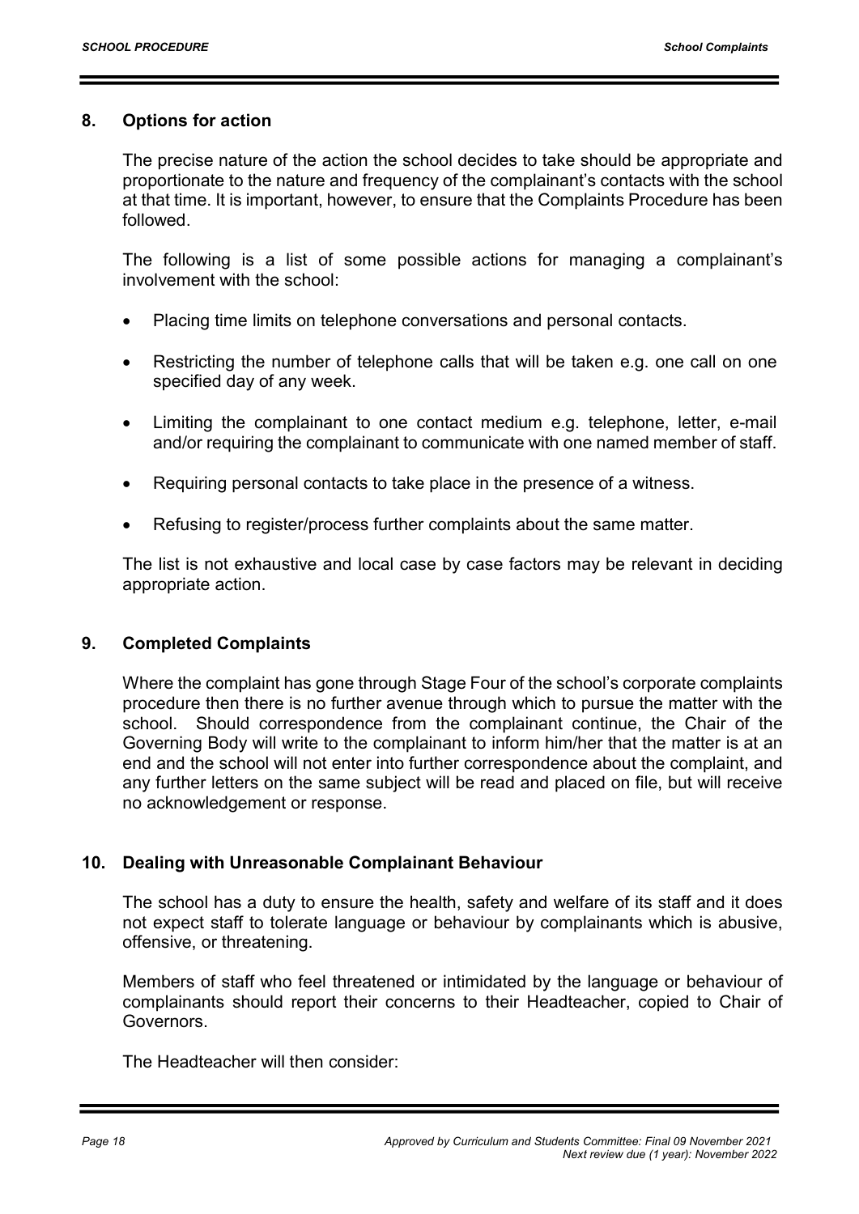## 8. Options for action

The precise nature of the action the school decides to take should be appropriate and proportionate to the nature and frequency of the complainant's contacts with the school at that time. It is important, however, to ensure that the Complaints Procedure has been followed.

The following is a list of some possible actions for managing a complainant's involvement with the school:

- Placing time limits on telephone conversations and personal contacts.
- Restricting the number of telephone calls that will be taken e.g. one call on one specified day of any week.
- Limiting the complainant to one contact medium e.g. telephone, letter, e-mail and/or requiring the complainant to communicate with one named member of staff.
- Requiring personal contacts to take place in the presence of a witness.
- Refusing to register/process further complaints about the same matter.

The list is not exhaustive and local case by case factors may be relevant in deciding appropriate action.

## 9. Completed Complaints

Where the complaint has gone through Stage Four of the school's corporate complaints procedure then there is no further avenue through which to pursue the matter with the school. Should correspondence from the complainant continue, the Chair of the Governing Body will write to the complainant to inform him/her that the matter is at an end and the school will not enter into further correspondence about the complaint, and any further letters on the same subject will be read and placed on file, but will receive no acknowledgement or response.

## 10. Dealing with Unreasonable Complainant Behaviour

The school has a duty to ensure the health, safety and welfare of its staff and it does not expect staff to tolerate language or behaviour by complainants which is abusive, offensive, or threatening.

Members of staff who feel threatened or intimidated by the language or behaviour of complainants should report their concerns to their Headteacher, copied to Chair of Governors.

The Headteacher will then consider: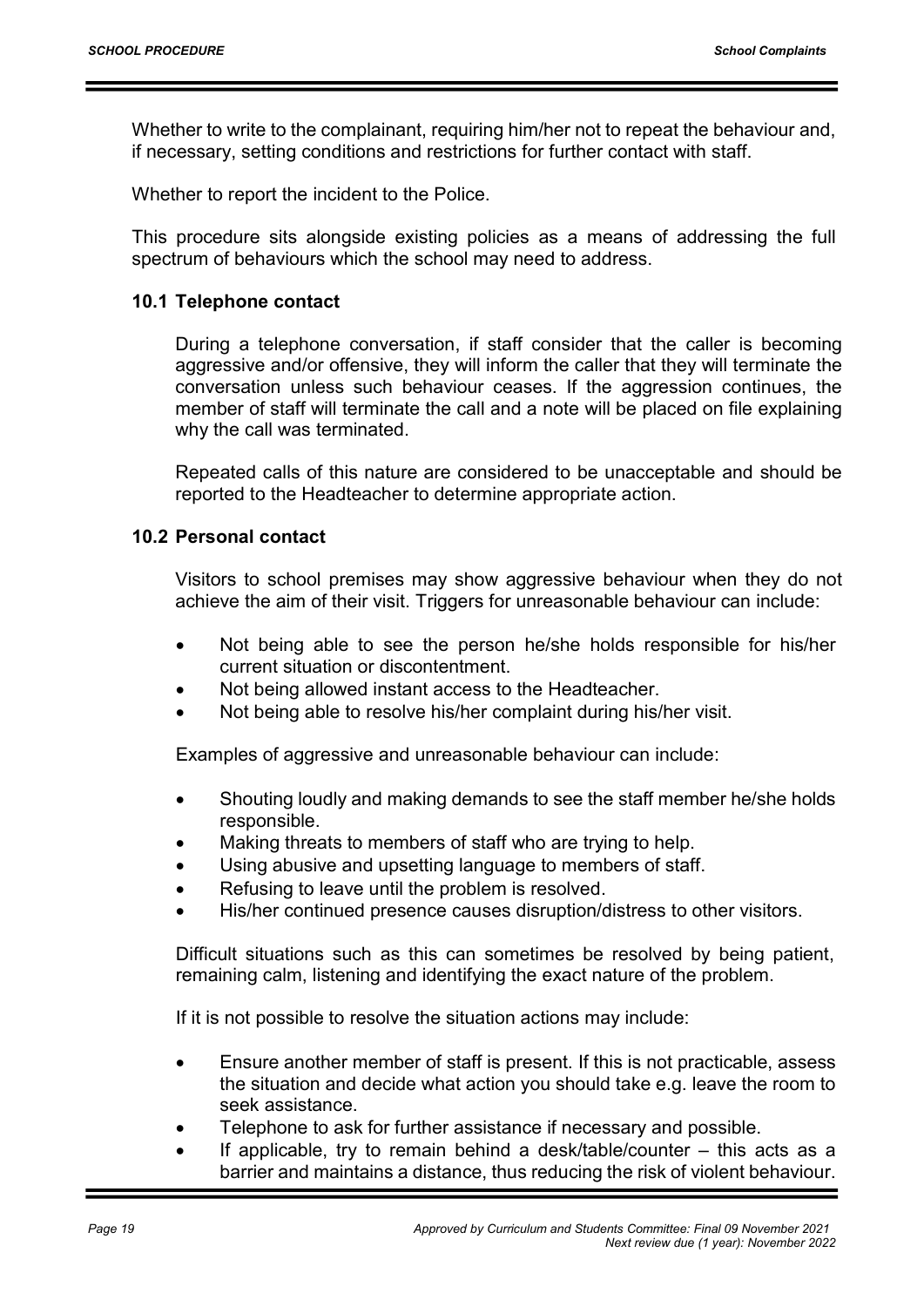Whether to write to the complainant, requiring him/her not to repeat the behaviour and, if necessary, setting conditions and restrictions for further contact with staff.

Whether to report the incident to the Police.

This procedure sits alongside existing policies as a means of addressing the full spectrum of behaviours which the school may need to address.

### 10.1 Telephone contact

During a telephone conversation, if staff consider that the caller is becoming aggressive and/or offensive, they will inform the caller that they will terminate the conversation unless such behaviour ceases. If the aggression continues, the member of staff will terminate the call and a note will be placed on file explaining why the call was terminated.

Repeated calls of this nature are considered to be unacceptable and should be reported to the Headteacher to determine appropriate action.

### 10.2 Personal contact

Visitors to school premises may show aggressive behaviour when they do not achieve the aim of their visit. Triggers for unreasonable behaviour can include:

- Not being able to see the person he/she holds responsible for his/her current situation or discontentment.
- Not being allowed instant access to the Headteacher.
- Not being able to resolve his/her complaint during his/her visit.

Examples of aggressive and unreasonable behaviour can include:

- Shouting loudly and making demands to see the staff member he/she holds responsible.
- Making threats to members of staff who are trying to help.
- Using abusive and upsetting language to members of staff.
- Refusing to leave until the problem is resolved.
- His/her continued presence causes disruption/distress to other visitors.

Difficult situations such as this can sometimes be resolved by being patient, remaining calm, listening and identifying the exact nature of the problem.

If it is not possible to resolve the situation actions may include:

- Ensure another member of staff is present. If this is not practicable, assess the situation and decide what action you should take e.g. leave the room to seek assistance.
- Telephone to ask for further assistance if necessary and possible.
- If applicable, try to remain behind a desk/table/counter – this acts as a barrier and maintains a distance, thus reducing the risk of violent behaviour.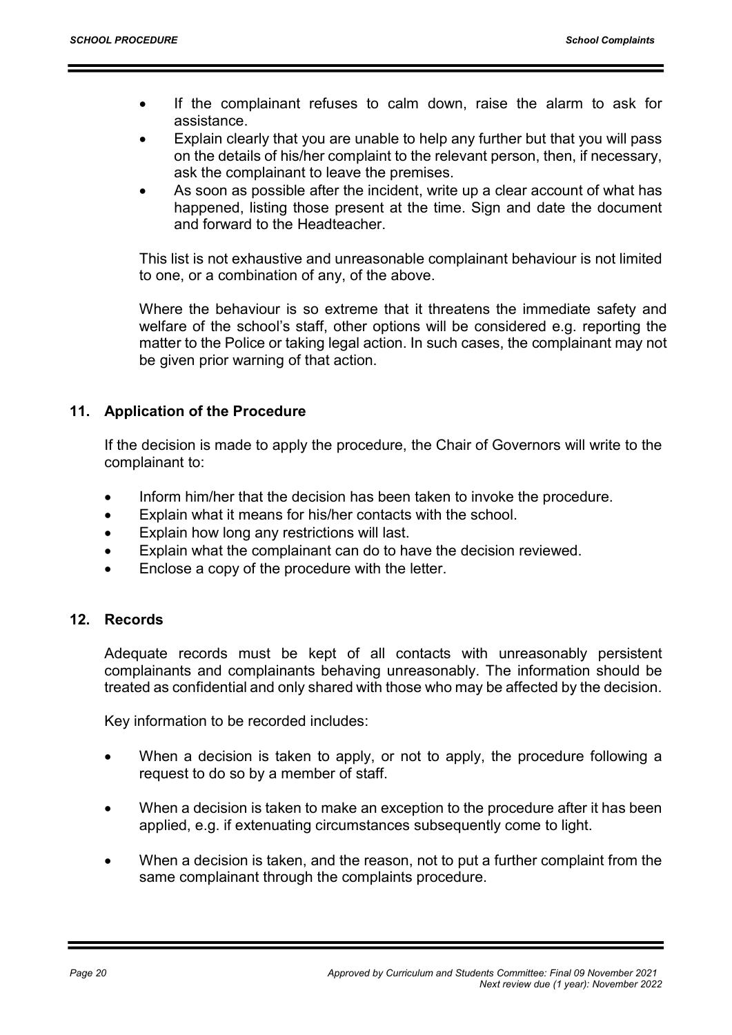- If the complainant refuses to calm down, raise the alarm to ask for assistance.
- Explain clearly that you are unable to help any further but that you will pass on the details of his/her complaint to the relevant person, then, if necessary, ask the complainant to leave the premises.
- As soon as possible after the incident, write up a clear account of what has happened, listing those present at the time. Sign and date the document and forward to the Headteacher.

This list is not exhaustive and unreasonable complainant behaviour is not limited to one, or a combination of any, of the above.

Where the behaviour is so extreme that it threatens the immediate safety and welfare of the school's staff, other options will be considered e.g. reporting the matter to the Police or taking legal action. In such cases, the complainant may not be given prior warning of that action.

## 11. Application of the Procedure

If the decision is made to apply the procedure, the Chair of Governors will write to the complainant to:

- Inform him/her that the decision has been taken to invoke the procedure.
- Explain what it means for his/her contacts with the school.
- Explain how long any restrictions will last.
- Explain what the complainant can do to have the decision reviewed.
- Enclose a copy of the procedure with the letter.

## 12. Records

Adequate records must be kept of all contacts with unreasonably persistent complainants and complainants behaving unreasonably. The information should be treated as confidential and only shared with those who may be affected by the decision.

Key information to be recorded includes:

- When a decision is taken to apply, or not to apply, the procedure following a request to do so by a member of staff.
- When a decision is taken to make an exception to the procedure after it has been applied, e.g. if extenuating circumstances subsequently come to light.
- When a decision is taken, and the reason, not to put a further complaint from the same complainant through the complaints procedure.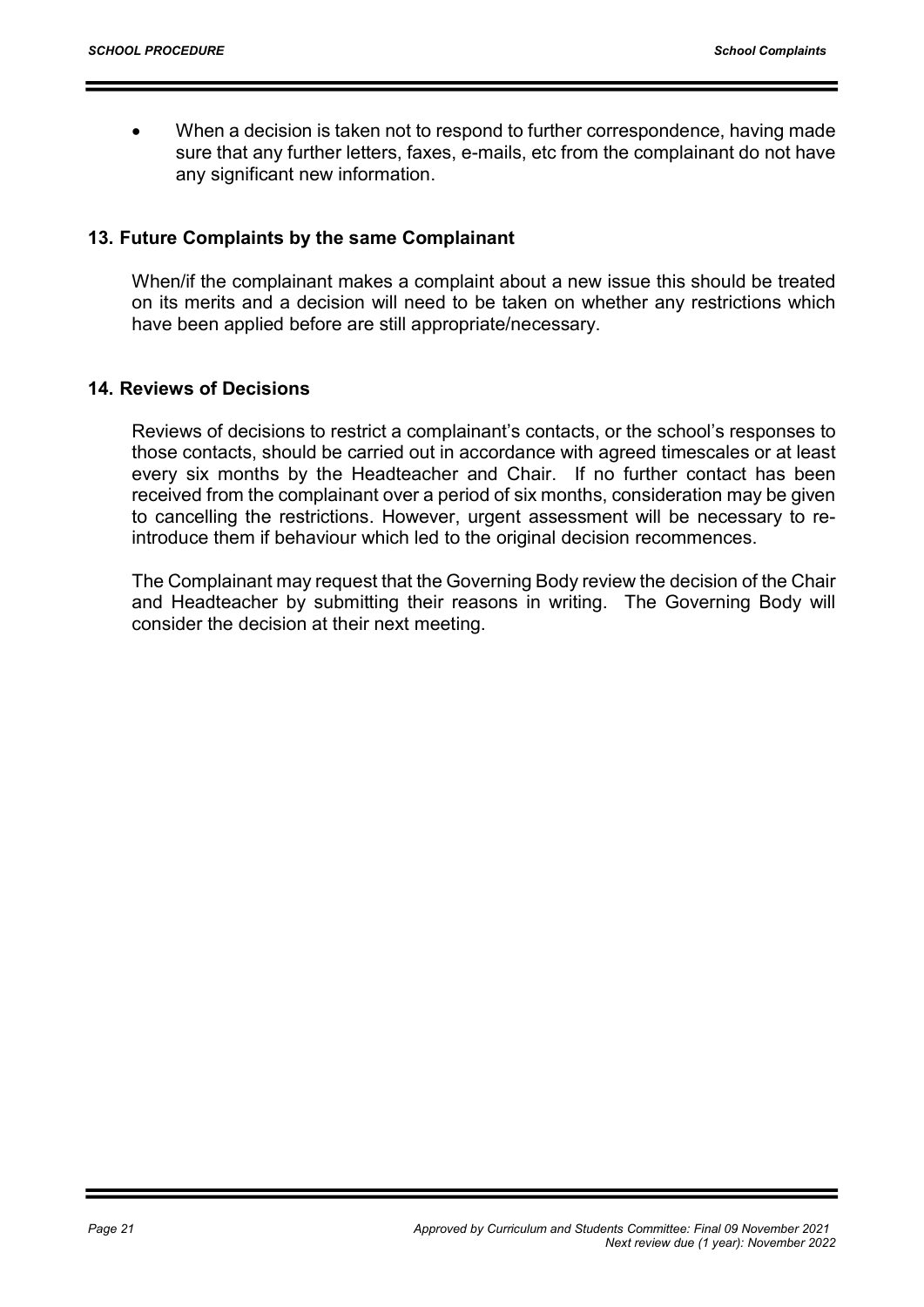- When a decision is taken not to respond to further correspondence, having made sure that any further letters, faxes, e-mails, etc from the complainant do not have any significant new information.

## 13. Future Complaints by the same Complainant

When/if the complainant makes a complaint about a new issue this should be treated on its merits and a decision will need to be taken on whether any restrictions which have been applied before are still appropriate/necessary.

## 14. Reviews of Decisions

Reviews of decisions to restrict a complainant's contacts, or the school's responses to those contacts, should be carried out in accordance with agreed timescales or at least every six months by the Headteacher and Chair. If no further contact has been received from the complainant over a period of six months, consideration may be given to cancelling the restrictions. However, urgent assessment will be necessary to re-introduce them if behaviour which led to the original decision recommences.

The Complainant may request that the Governing Body review the decision of the Chair and Headteacher by submitting their reasons in writing. The Governing Body will consider the decision at their next meeting.